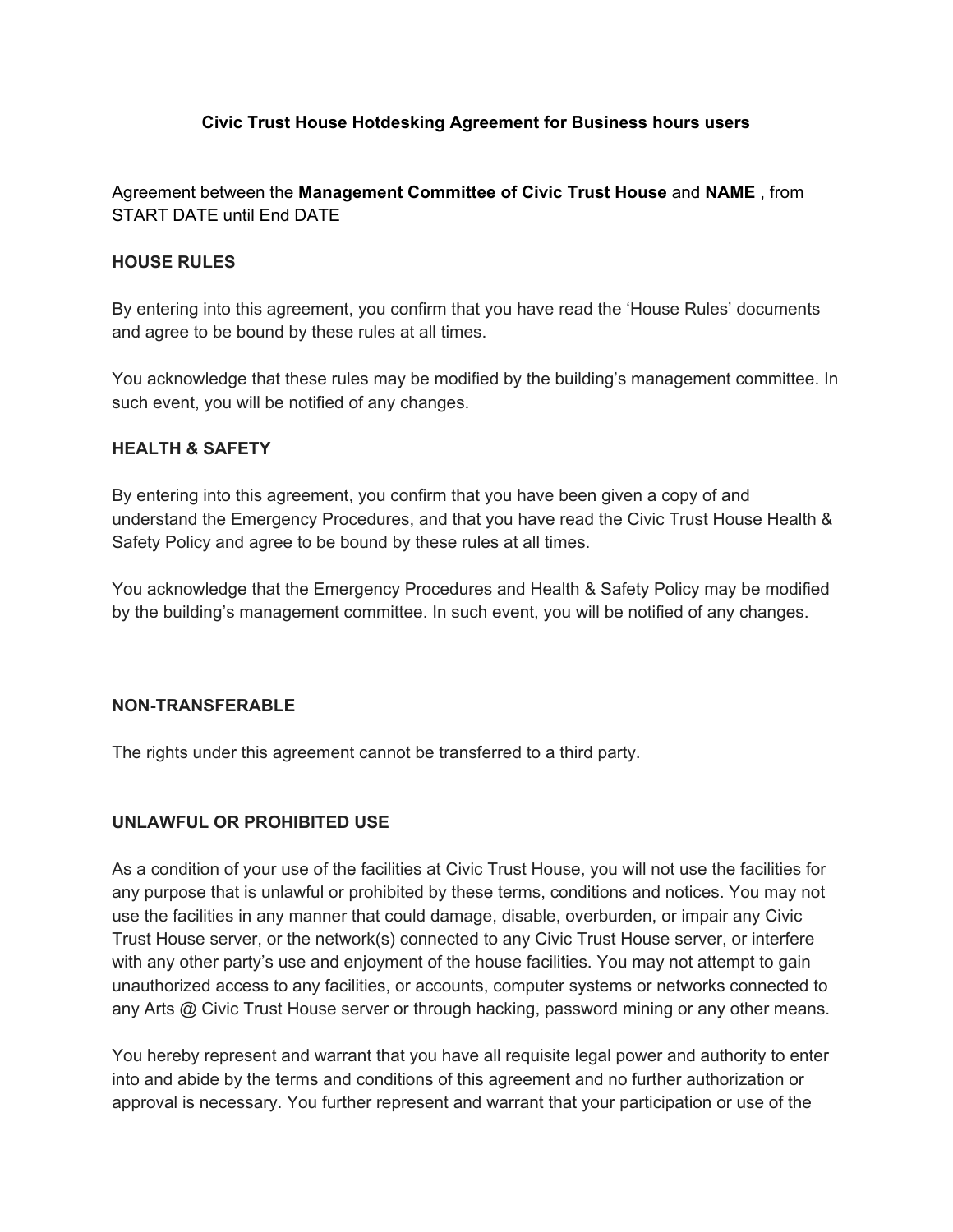# Civic Trust House Hotdesking Agreement for Business hours users

Agreement between the **Management Committee of Civic Trust House** and **NAME** , from START DATE until End DATE

## HOUSE RULES

By entering into this agreement, you confirm that you have read the 'House Rules' documents and agree to be bound by these rules at all times.

You acknowledge that these rules may be modified by the building's management committee. In such event, you will be notified of any changes.

## HEALTH & SAFETY

By entering into this agreement, you confirm that you have been given a copy of and understand the Emergency Procedures, and that you have read the Civic Trust House Health & Safety Policy and agree to be bound by these rules at all times.

You acknowledge that the Emergency Procedures and Health & Safety Policy may be modified by the building's management committee. In such event, you will be notified of any changes.

## NON-TRANSFERABLE

The rights under this agreement cannot be transferred to a third party.

## UNLAWFUL OR PROHIBITED USE

As a condition of your use of the facilities at Civic Trust House, you will not use the facilities for any purpose that is unlawful or prohibited by these terms, conditions and notices. You may not use the facilities in any manner that could damage, disable, overburden, or impair any Civic Trust House server, or the network(s) connected to any Civic Trust House server, or interfere with any other party's use and enjoyment of the house facilities. You may not attempt to gain unauthorized access to any facilities, or accounts, computer systems or networks connected to any Arts @ Civic Trust House server or through hacking, password mining or any other means.

You hereby represent and warrant that you have all requisite legal power and authority to enter into and abide by the terms and conditions of this agreement and no further authorization or approval is necessary. You further represent and warrant that your participation or use of the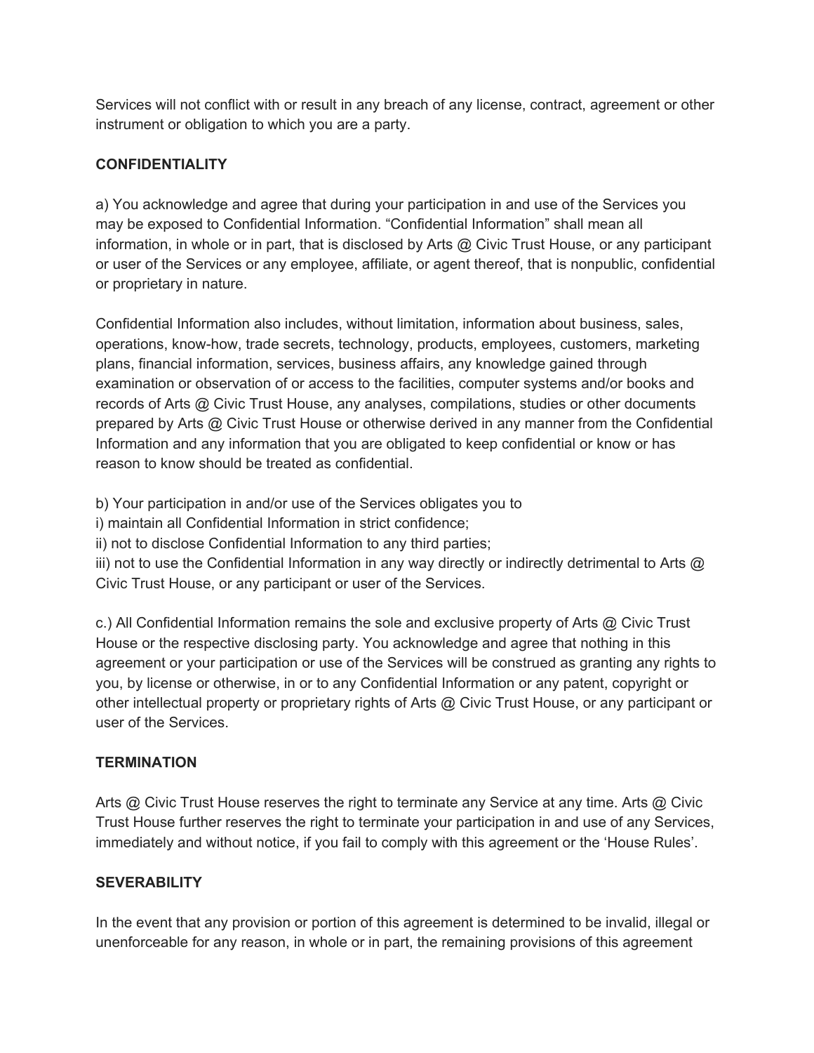Services will not conflict with or result in any breach of any license, contract, agreement or other instrument or obligation to which you are a party.

**CONFIDENTIALITY**

a) You acknowledge and agree that during your participation in and use of the Services you may be exposed to Confidential Information. “Confidential Information” shall mean all information, in whole or in part, that is disclosed by Arts @ Civic Trust House, or any participant or user of the Services or any employee, affiliate, or agent thereof, that is nonpublic, confidential or proprietary in nature.

Confidential Information also includes, without limitation, information about business, sales, operations, know-how, trade secrets, technology, products, employees, customers, marketing plans, financial information, services, business affairs, any knowledge gained through examination or observation of or access to the facilities, computer systems and/or books and records of Arts @ Civic Trust House, any analyses, compilations, studies or other documents prepared by Arts @ Civic Trust House or otherwise derived in any manner from the Confidential Information and any information that you are obligated to keep confidential or know or has reason to know should be treated as confidential.

b) Your participation in and/or use of the Services obligates you to
i) maintain all Confidential Information in strict confidence;
ii) not to disclose Confidential Information to any third parties;
iii) not to use the Confidential Information in any way directly or indirectly detrimental to Arts @ Civic Trust House, or any participant or user of the Services.

c.) All Confidential Information remains the sole and exclusive property of Arts @ Civic Trust House or the respective disclosing party. You acknowledge and agree that nothing in this agreement or your participation or use of the Services will be construed as granting any rights to you, by license or otherwise, in or to any Confidential Information or any patent, copyright or other intellectual property or proprietary rights of Arts @ Civic Trust House, or any participant or user of the Services.

**TERMINATION**

Arts @ Civic Trust House reserves the right to terminate any Service at any time. Arts @ Civic Trust House further reserves the right to terminate your participation in and use of any Services, immediately and without notice, if you fail to comply with this agreement or the ‘House Rules’.

**SEVERABILITY**

In the event that any provision or portion of this agreement is determined to be invalid, illegal or unenforceable for any reason, in whole or in part, the remaining provisions of this agreement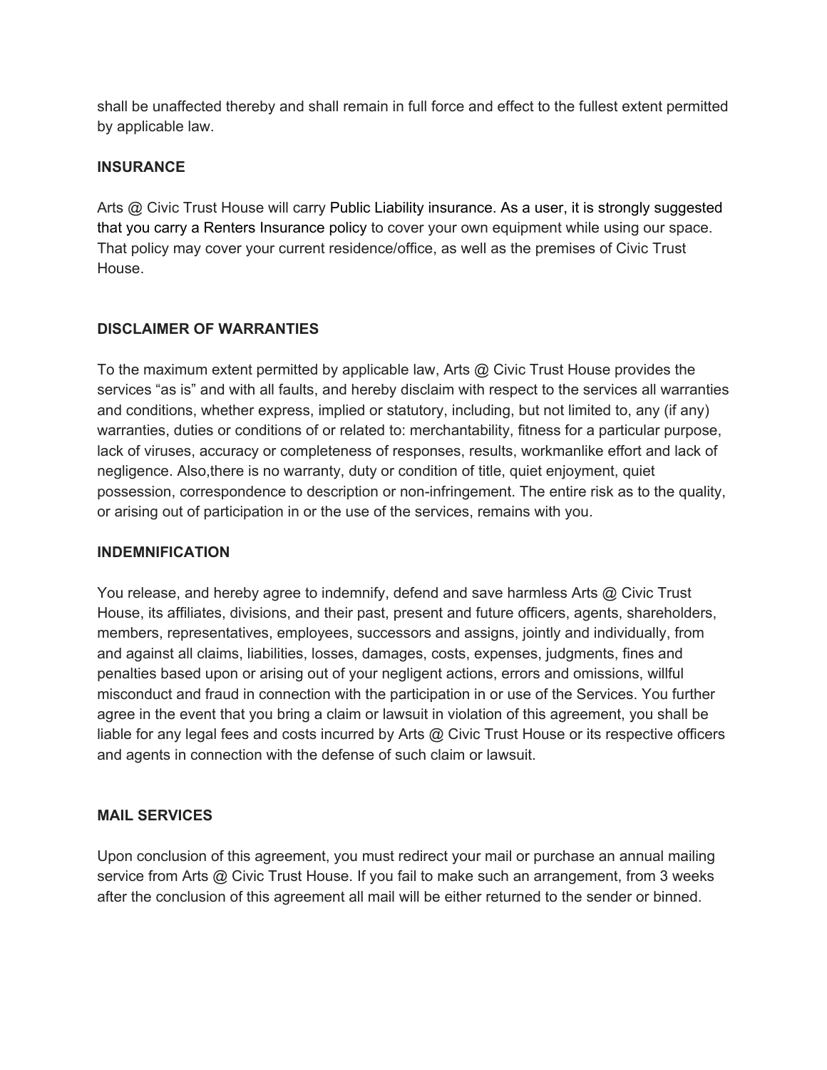shall be unaffected thereby and shall remain in full force and effect to the fullest extent permitted by applicable law.

**INSURANCE**

Arts @ Civic Trust House will carry Public Liability insurance. As a user, it is strongly suggested that you carry a Renters Insurance policy to cover your own equipment while using our space. That policy may cover your current residence/office, as well as the premises of Civic Trust House.

**DISCLAIMER OF WARRANTIES**

To the maximum extent permitted by applicable law, Arts @ Civic Trust House provides the services "as is" and with all faults, and hereby disclaim with respect to the services all warranties and conditions, whether express, implied or statutory, including, but not limited to, any (if any) warranties, duties or conditions of or related to: merchantability, fitness for a particular purpose, lack of viruses, accuracy or completeness of responses, results, workmanlike effort and lack of negligence. Also,there is no warranty, duty or condition of title, quiet enjoyment, quiet possession, correspondence to description or non-infringement. The entire risk as to the quality, or arising out of participation in or the use of the services, remains with you.

**INDEMNIFICATION**

You release, and hereby agree to indemnify, defend and save harmless Arts @ Civic Trust House, its affiliates, divisions, and their past, present and future officers, agents, shareholders, members, representatives, employees, successors and assigns, jointly and individually, from and against all claims, liabilities, losses, damages, costs, expenses, judgments, fines and penalties based upon or arising out of your negligent actions, errors and omissions, willful misconduct and fraud in connection with the participation in or use of the Services. You further agree in the event that you bring a claim or lawsuit in violation of this agreement, you shall be liable for any legal fees and costs incurred by Arts @ Civic Trust House or its respective officers and agents in connection with the defense of such claim or lawsuit.

**MAIL SERVICES**

Upon conclusion of this agreement, you must redirect your mail or purchase an annual mailing service from Arts @ Civic Trust House. If you fail to make such an arrangement, from 3 weeks after the conclusion of this agreement all mail will be either returned to the sender or binned.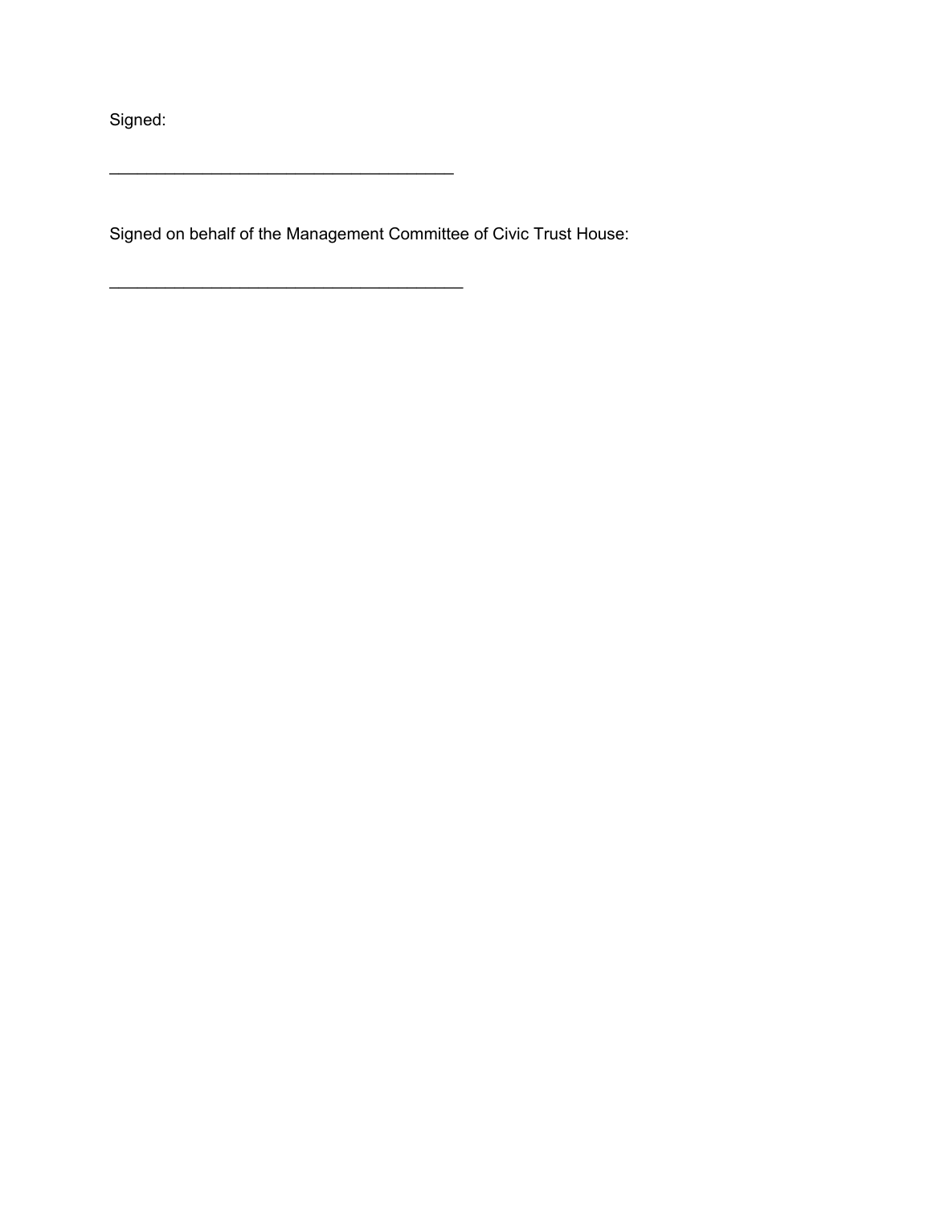Signed:

\_\_\_\_\_\_\_\_\_\_\_\_\_\_\_\_\_\_\_\_\_\_\_\_\_\_\_\_\_\_\_\_\_\_\_\_\_\_

Signed on behalf of the Management Committee of Civic Trust House:

\_\_\_\_\_\_\_\_\_\_\_\_\_\_\_\_\_\_\_\_\_\_\_\_\_\_\_\_\_\_\_\_\_\_\_\_\_\_\_